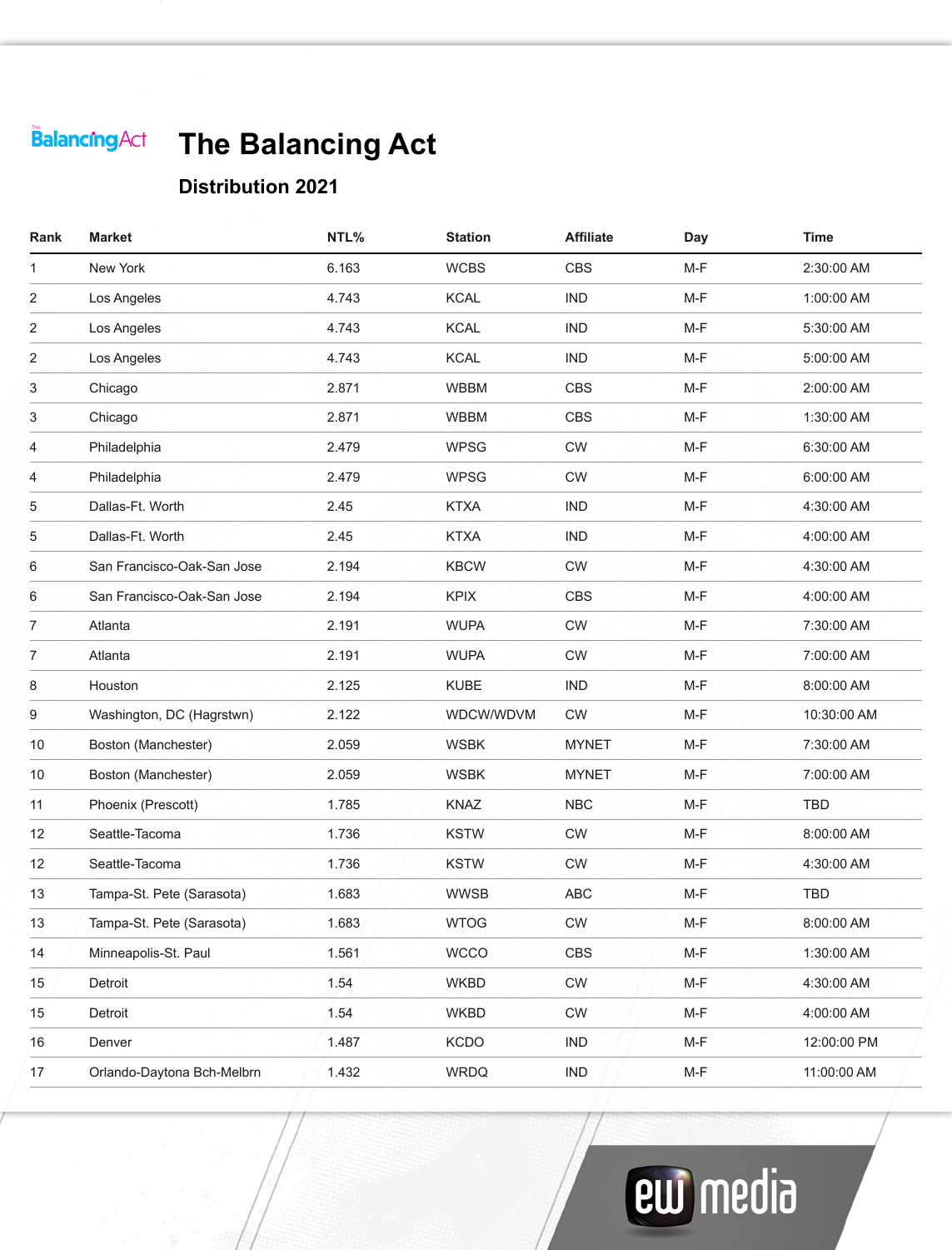# The Balancing Act

## Distribution 2021

| Rank | Market | NTL% | Station | Affiliate | Day | Time |
|---|---|---|---|---|---|---|
| 1 | New York | 6.163 | WCBS | CBS | M-F | 2:30:00 AM |
| 2 | Los Angeles | 4.743 | KCAL | IND | M-F | 1:00:00 AM |
| 2 | Los Angeles | 4.743 | KCAL | IND | M-F | 5:30:00 AM |
| 2 | Los Angeles | 4.743 | KCAL | IND | M-F | 5:00:00 AM |
| 3 | Chicago | 2.871 | WBBM | CBS | M-F | 2:00:00 AM |
| 3 | Chicago | 2.871 | WBBM | CBS | M-F | 1:30:00 AM |
| 4 | Philadelphia | 2.479 | WPSG | CW | M-F | 6:30:00 AM |
| 4 | Philadelphia | 2.479 | WPSG | CW | M-F | 6:00:00 AM |
| 5 | Dallas-Ft. Worth | 2.45 | KTXA | IND | M-F | 4:30:00 AM |
| 5 | Dallas-Ft. Worth | 2.45 | KTXA | IND | M-F | 4:00:00 AM |
| 6 | San Francisco-Oak-San Jose | 2.194 | KBCW | CW | M-F | 4:30:00 AM |
| 6 | San Francisco-Oak-San Jose | 2.194 | KPIX | CBS | M-F | 4:00:00 AM |
| 7 | Atlanta | 2.191 | WUPA | CW | M-F | 7:30:00 AM |
| 7 | Atlanta | 2.191 | WUPA | CW | M-F | 7:00:00 AM |
| 8 | Houston | 2.125 | KUBE | IND | M-F | 8:00:00 AM |
| 9 | Washington, DC (Hagrstwn) | 2.122 | WDCW/WDVM | CW | M-F | 10:30:00 AM |
| 10 | Boston (Manchester) | 2.059 | WSBK | MYNET | M-F | 7:30:00 AM |
| 10 | Boston (Manchester) | 2.059 | WSBK | MYNET | M-F | 7:00:00 AM |
| 11 | Phoenix (Prescott) | 1.785 | KNAZ | NBC | M-F | TBD |
| 12 | Seattle-Tacoma | 1.736 | KSTW | CW | M-F | 8:00:00 AM |
| 12 | Seattle-Tacoma | 1.736 | KSTW | CW | M-F | 4:30:00 AM |
| 13 | Tampa-St. Pete (Sarasota) | 1.683 | WWSB | ABC | M-F | TBD |
| 13 | Tampa-St. Pete (Sarasota) | 1.683 | WTOG | CW | M-F | 8:00:00 AM |
| 14 | Minneapolis-St. Paul | 1.561 | WCCO | CBS | M-F | 1:30:00 AM |
| 15 | Detroit | 1.54 | WKBD | CW | M-F | 4:30:00 AM |
| 15 | Detroit | 1.54 | WKBD | CW | M-F | 4:00:00 AM |
| 16 | Denver | 1.487 | KCDO | IND | M-F | 12:00:00 PM |
| 17 | Orlando-Daytona Bch-Melbrn | 1.432 | WRDQ | IND | M-F | 11:00:00 AM |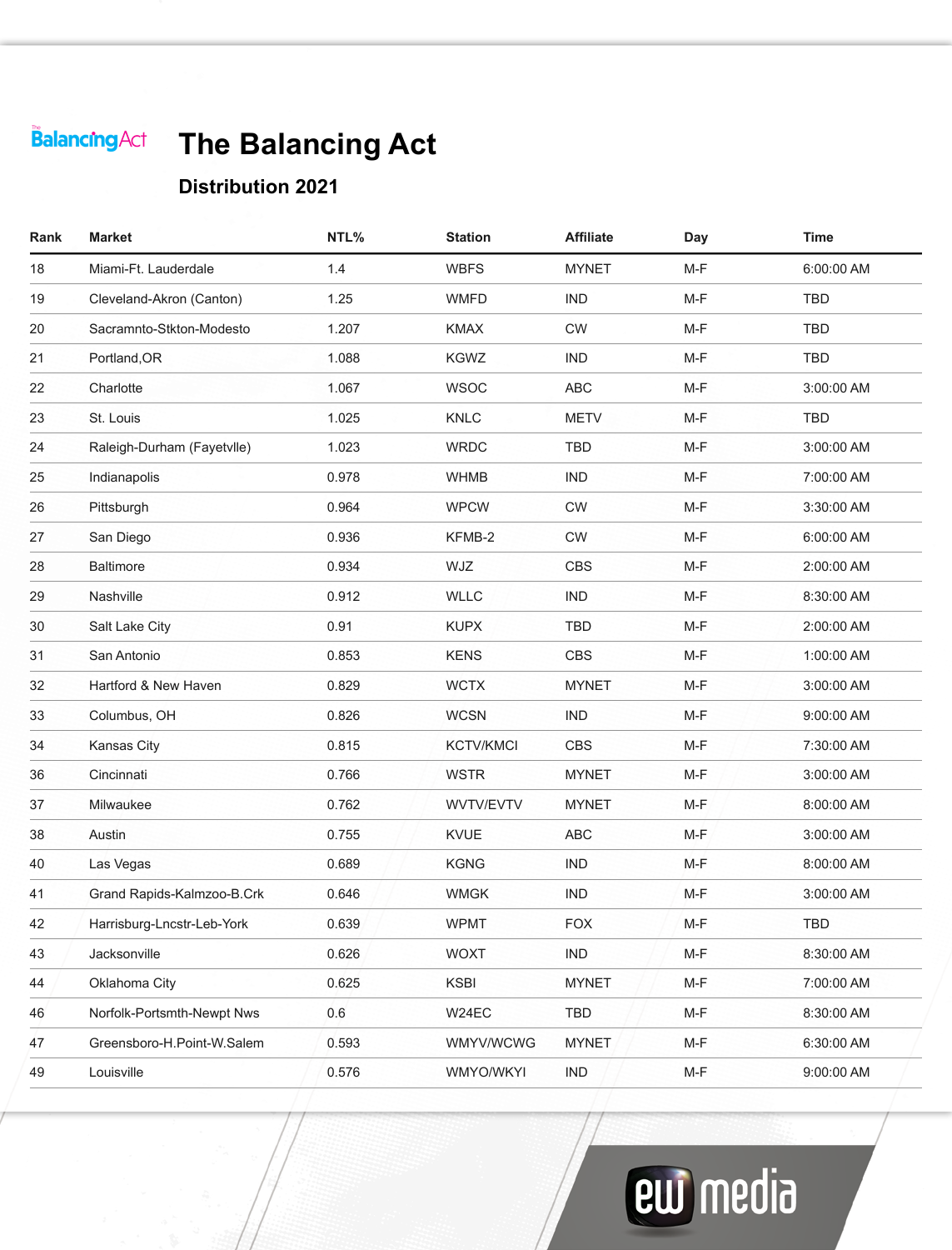# The Balancing Act

## Distribution 2021

| Rank | Market | NTL% | Station | Affiliate | Day | Time |
|---|---|---|---|---|---|---|
| 18 | Miami-Ft. Lauderdale | 1.4 | WBFS | MYNET | M-F | 6:00:00 AM |
| 19 | Cleveland-Akron (Canton) | 1.25 | WMFD | IND | M-F | TBD |
| 20 | Sacramnto-Stkton-Modesto | 1.207 | KMAX | CW | M-F | TBD |
| 21 | Portland,OR | 1.088 | KGWZ | IND | M-F | TBD |
| 22 | Charlotte | 1.067 | WSOC | ABC | M-F | 3:00:00 AM |
| 23 | St. Louis | 1.025 | KNLC | METV | M-F | TBD |
| 24 | Raleigh-Durham (Fayetvlle) | 1.023 | WRDC | TBD | M-F | 3:00:00 AM |
| 25 | Indianapolis | 0.978 | WHMB | IND | M-F | 7:00:00 AM |
| 26 | Pittsburgh | 0.964 | WPCW | CW | M-F | 3:30:00 AM |
| 27 | San Diego | 0.936 | KFMB-2 | CW | M-F | 6:00:00 AM |
| 28 | Baltimore | 0.934 | WJZ | CBS | M-F | 2:00:00 AM |
| 29 | Nashville | 0.912 | WLLC | IND | M-F | 8:30:00 AM |
| 30 | Salt Lake City | 0.91 | KUPX | TBD | M-F | 2:00:00 AM |
| 31 | San Antonio | 0.853 | KENS | CBS | M-F | 1:00:00 AM |
| 32 | Hartford & New Haven | 0.829 | WCTX | MYNET | M-F | 3:00:00 AM |
| 33 | Columbus, OH | 0.826 | WCSN | IND | M-F | 9:00:00 AM |
| 34 | Kansas City | 0.815 | KCTV/KMCI | CBS | M-F | 7:30:00 AM |
| 36 | Cincinnati | 0.766 | WSTR | MYNET | M-F | 3:00:00 AM |
| 37 | Milwaukee | 0.762 | WVTV/EVTV | MYNET | M-F | 8:00:00 AM |
| 38 | Austin | 0.755 | KVUE | ABC | M-F | 3:00:00 AM |
| 40 | Las Vegas | 0.689 | KGNG | IND | M-F | 8:00:00 AM |
| 41 | Grand Rapids-Kalmzoo-B.Crk | 0.646 | WMGK | IND | M-F | 3:00:00 AM |
| 42 | Harrisburg-Lncstr-Leb-York | 0.639 | WPMT | FOX | M-F | TBD |
| 43 | Jacksonville | 0.626 | WOXT | IND | M-F | 8:30:00 AM |
| 44 | Oklahoma City | 0.625 | KSBI | MYNET | M-F | 7:00:00 AM |
| 46 | Norfolk-Portsmth-Newpt Nws | 0.6 | W24EC | TBD | M-F | 8:30:00 AM |
| 47 | Greensboro-H.Point-W.Salem | 0.593 | WMYV/WCWG | MYNET | M-F | 6:30:00 AM |
| 49 | Louisville | 0.576 | WMYO/WKYI | IND | M-F | 9:00:00 AM |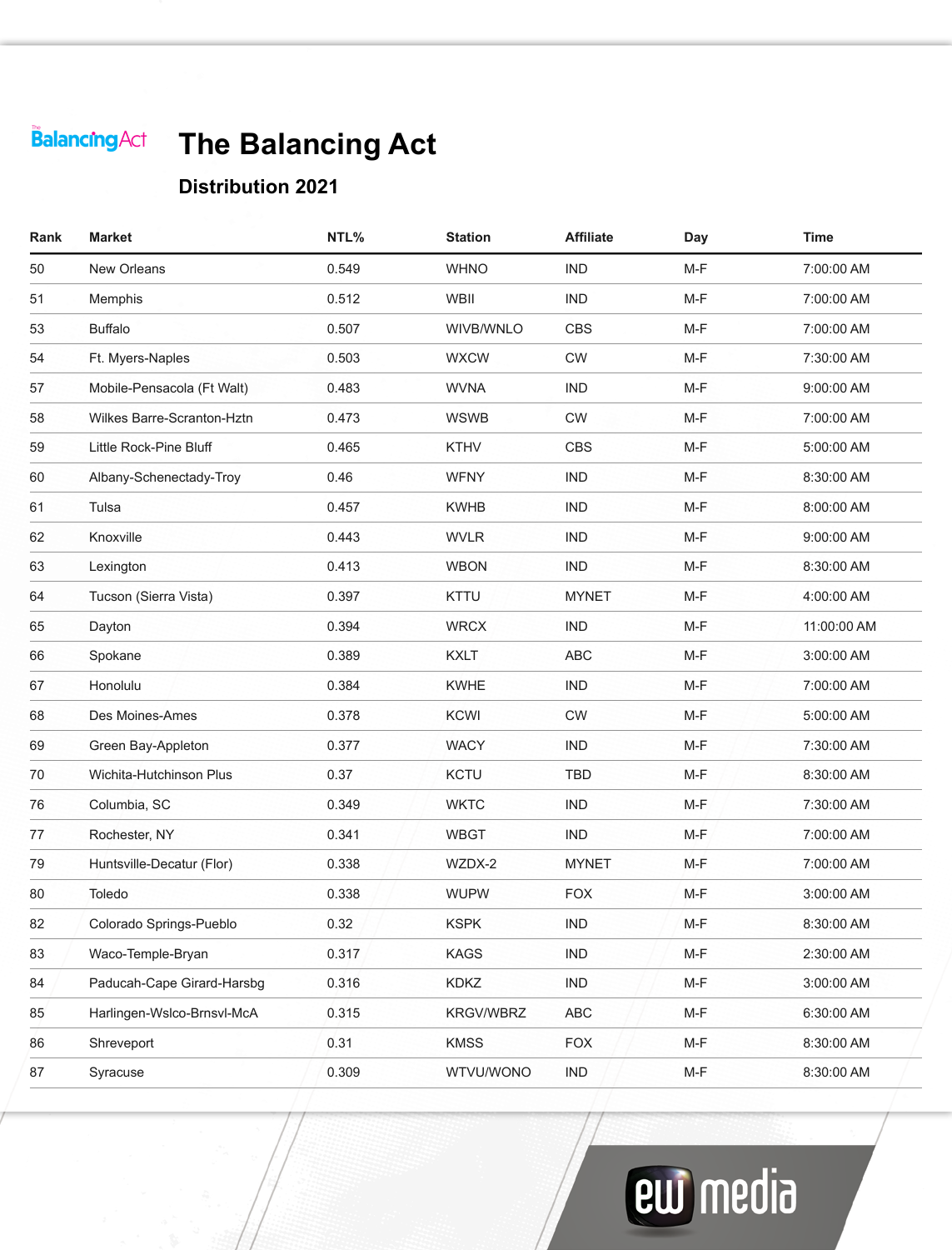# The Balancing Act

## Distribution 2021

| Rank | Market | NTL% | Station | Affiliate | Day | Time |
|---|---|---|---|---|---|---|
| 50 | New Orleans | 0.549 | WHNO | IND | M-F | 7:00:00 AM |
| 51 | Memphis | 0.512 | WBII | IND | M-F | 7:00:00 AM |
| 53 | Buffalo | 0.507 | WIVB/WNLO | CBS | M-F | 7:00:00 AM |
| 54 | Ft. Myers-Naples | 0.503 | WXCW | CW | M-F | 7:30:00 AM |
| 57 | Mobile-Pensacola (Ft Walt) | 0.483 | WVNA | IND | M-F | 9:00:00 AM |
| 58 | Wilkes Barre-Scranton-Hztn | 0.473 | WSWB | CW | M-F | 7:00:00 AM |
| 59 | Little Rock-Pine Bluff | 0.465 | KTHV | CBS | M-F | 5:00:00 AM |
| 60 | Albany-Schenectady-Troy | 0.46 | WFNY | IND | M-F | 8:30:00 AM |
| 61 | Tulsa | 0.457 | KWHB | IND | M-F | 8:00:00 AM |
| 62 | Knoxville | 0.443 | WVLR | IND | M-F | 9:00:00 AM |
| 63 | Lexington | 0.413 | WBON | IND | M-F | 8:30:00 AM |
| 64 | Tucson (Sierra Vista) | 0.397 | KTTU | MYNET | M-F | 4:00:00 AM |
| 65 | Dayton | 0.394 | WRCX | IND | M-F | 11:00:00 AM |
| 66 | Spokane | 0.389 | KXLT | ABC | M-F | 3:00:00 AM |
| 67 | Honolulu | 0.384 | KWHE | IND | M-F | 7:00:00 AM |
| 68 | Des Moines-Ames | 0.378 | KCWI | CW | M-F | 5:00:00 AM |
| 69 | Green Bay-Appleton | 0.377 | WACY | IND | M-F | 7:30:00 AM |
| 70 | Wichita-Hutchinson Plus | 0.37 | KCTU | TBD | M-F | 8:30:00 AM |
| 76 | Columbia, SC | 0.349 | WKTC | IND | M-F | 7:30:00 AM |
| 77 | Rochester, NY | 0.341 | WBGT | IND | M-F | 7:00:00 AM |
| 79 | Huntsville-Decatur (Flor) | 0.338 | WZDX-2 | MYNET | M-F | 7:00:00 AM |
| 80 | Toledo | 0.338 | WUPW | FOX | M-F | 3:00:00 AM |
| 82 | Colorado Springs-Pueblo | 0.32 | KSPK | IND | M-F | 8:30:00 AM |
| 83 | Waco-Temple-Bryan | 0.317 | KAGS | IND | M-F | 2:30:00 AM |
| 84 | Paducah-Cape Girard-Harsbg | 0.316 | KDKZ | IND | M-F | 3:00:00 AM |
| 85 | Harlingen-Wslco-Brnsvl-McA | 0.315 | KRGV/WBRZ | ABC | M-F | 6:30:00 AM |
| 86 | Shreveport | 0.31 | KMSS | FOX | M-F | 8:30:00 AM |
| 87 | Syracuse | 0.309 | WTVU/WONO | IND | M-F | 8:30:00 AM |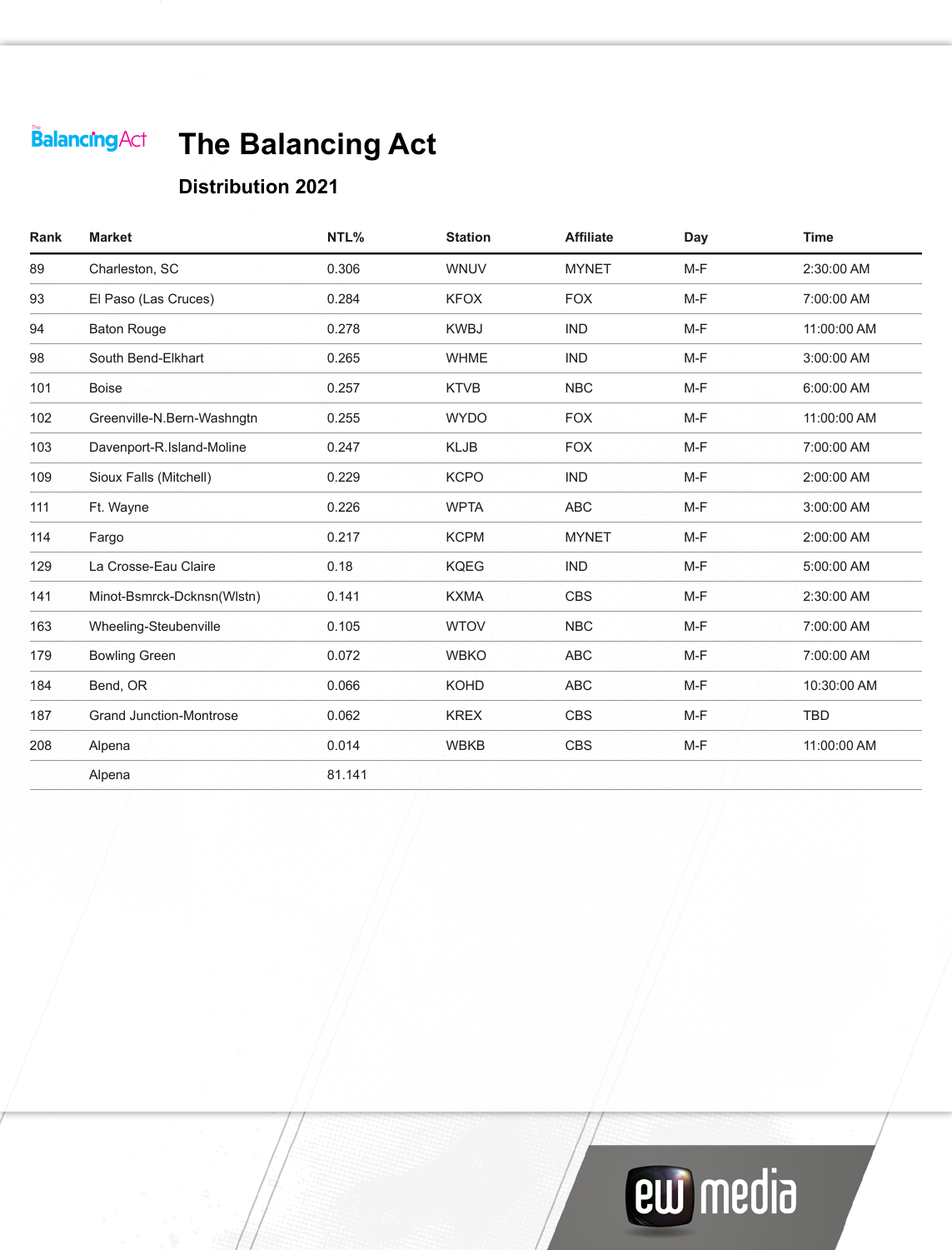# The Balancing Act

## Distribution 2021

| Rank | Market | NTL% | Station | Affiliate | Day | Time |
|---|---|---|---|---|---|---|
| 89 | Charleston, SC | 0.306 | WNUV | MYNET | M-F | 2:30:00 AM |
| 93 | El Paso (Las Cruces) | 0.284 | KFOX | FOX | M-F | 7:00:00 AM |
| 94 | Baton Rouge | 0.278 | KWBJ | IND | M-F | 11:00:00 AM |
| 98 | South Bend-Elkhart | 0.265 | WHME | IND | M-F | 3:00:00 AM |
| 101 | Boise | 0.257 | KTVB | NBC | M-F | 6:00:00 AM |
| 102 | Greenville-N.Bern-Washngtn | 0.255 | WYDO | FOX | M-F | 11:00:00 AM |
| 103 | Davenport-R.Island-Moline | 0.247 | KLJB | FOX | M-F | 7:00:00 AM |
| 109 | Sioux Falls (Mitchell) | 0.229 | KCPO | IND | M-F | 2:00:00 AM |
| 111 | Ft. Wayne | 0.226 | WPTA | ABC | M-F | 3:00:00 AM |
| 114 | Fargo | 0.217 | KCPM | MYNET | M-F | 2:00:00 AM |
| 129 | La Crosse-Eau Claire | 0.18 | KQEG | IND | M-F | 5:00:00 AM |
| 141 | Minot-Bsmrck-Dcknsn(Wlstn) | 0.141 | KXMA | CBS | M-F | 2:30:00 AM |
| 163 | Wheeling-Steubenville | 0.105 | WTOV | NBC | M-F | 7:00:00 AM |
| 179 | Bowling Green | 0.072 | WBKO | ABC | M-F | 7:00:00 AM |
| 184 | Bend, OR | 0.066 | KOHD | ABC | M-F | 10:30:00 AM |
| 187 | Grand Junction-Montrose | 0.062 | KREX | CBS | M-F | TBD |
| 208 | Alpena | 0.014 | WBKB | CBS | M-F | 11:00:00 AM |
| | Alpena | 81.141 | | | | |